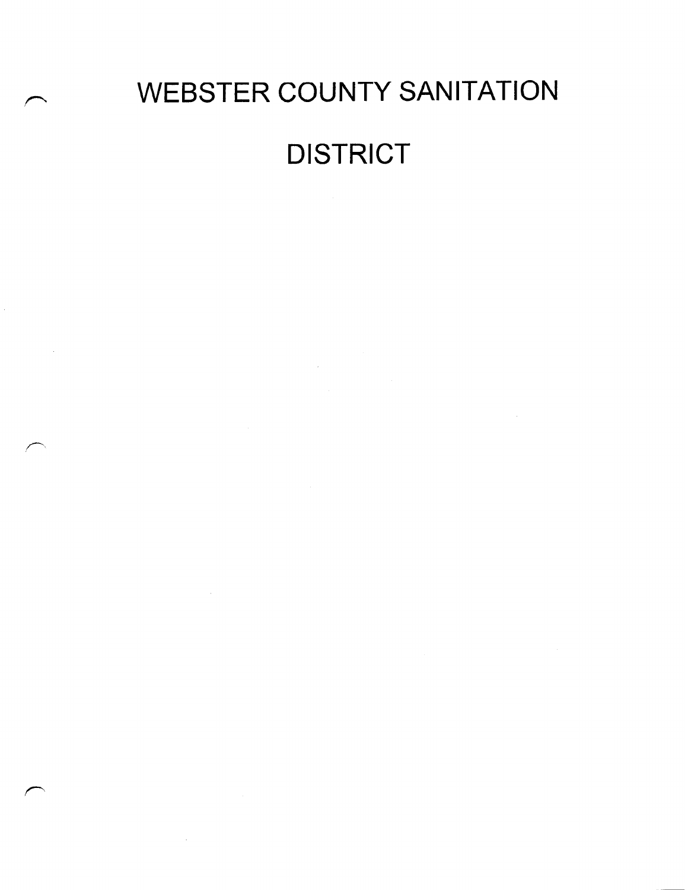# WEBSTER COUNTY SANITATION DISTRICT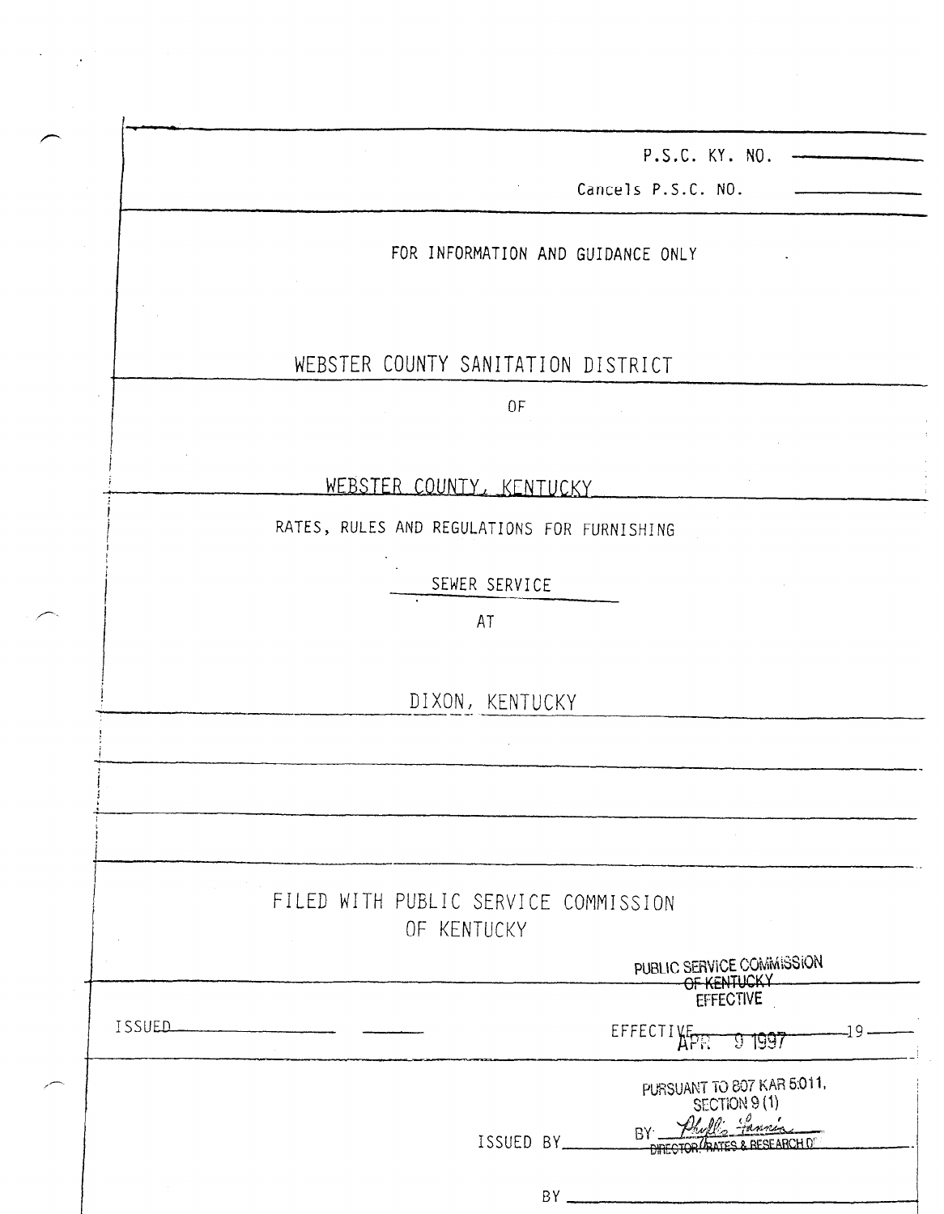P.S.C. KY. NO. \_\_\_\_\_\_\_\_

Cancels P.S.C. NO. \_\_\_\_\_\_\_\_

FOR INFORMATION AND GUIDANCE ONLY

# WEBSTER COUNTY SANITATION DISTRICT

OF

## WEBSTER COUNTY, KENTUCKY

RATES, RULES AND REGULATIONS FOR FURNISHING

SEWER SERVICE

AT

## DIXON, KENTUCKY

FILED WITH PUBLIC SERVICE COMMISSION
OF KENTUCKY

PUBLIC SERVICE COMMISSION
OF KENTUCKY
EFFECTIVE

ISSUED \_\_\_\_\_\_\_\_ EFFECTIVE APR 9 1997 19\_\_\_\_

PURSUANT TO 807 KAR 5:011,
SECTION 9 (1)
BY: Phyllis Fannin
DIRECTOR, RATES & RESEARCH DIV.

ISSUED BY \_\_\_\_\_\_\_\_

BY \_\_\_\_\_\_\_\_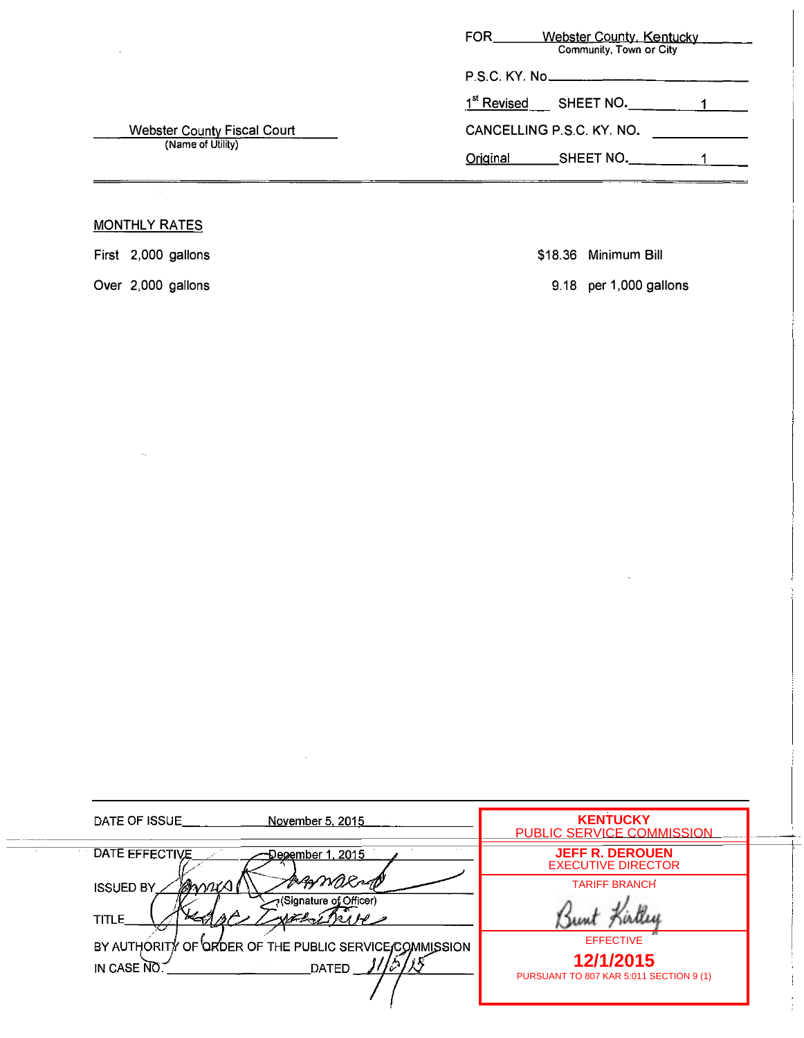FOR Webster County, Kentucky
Community, Town or City

P.S.C. KY. No.

1st Revised SHEET NO. 1

Webster County Fiscal Court
(Name of Utility)

CANCELLING P.S.C. KY. NO.

Original SHEET NO. 1

MONTHLY RATES

| | | |
|---|---|---|
| First 2,000 gallons | $18.36 | Minimum Bill |
| Over 2,000 gallons | 9.18 | per 1,000 gallons |

DATE OF ISSUE November 5, 2015

DATE EFFECTIVE December 1, 2015

ISSUED BY James R. Townsend
(Signature of Officer)

TITLE Judge Executive

BY AUTHORITY OF ORDER OF THE PUBLIC SERVICE COMMISSION
IN CASE NO. ________ DATED 11/5/15

**KENTUCKY**
PUBLIC SERVICE COMMISSION

**JEFF R. DEROUEN**
EXECUTIVE DIRECTOR

TARIFF BRANCH

Bunt Kirtley

EFFECTIVE

**12/1/2015**

PURSUANT TO 807 KAR 5:011 SECTION 9 (1)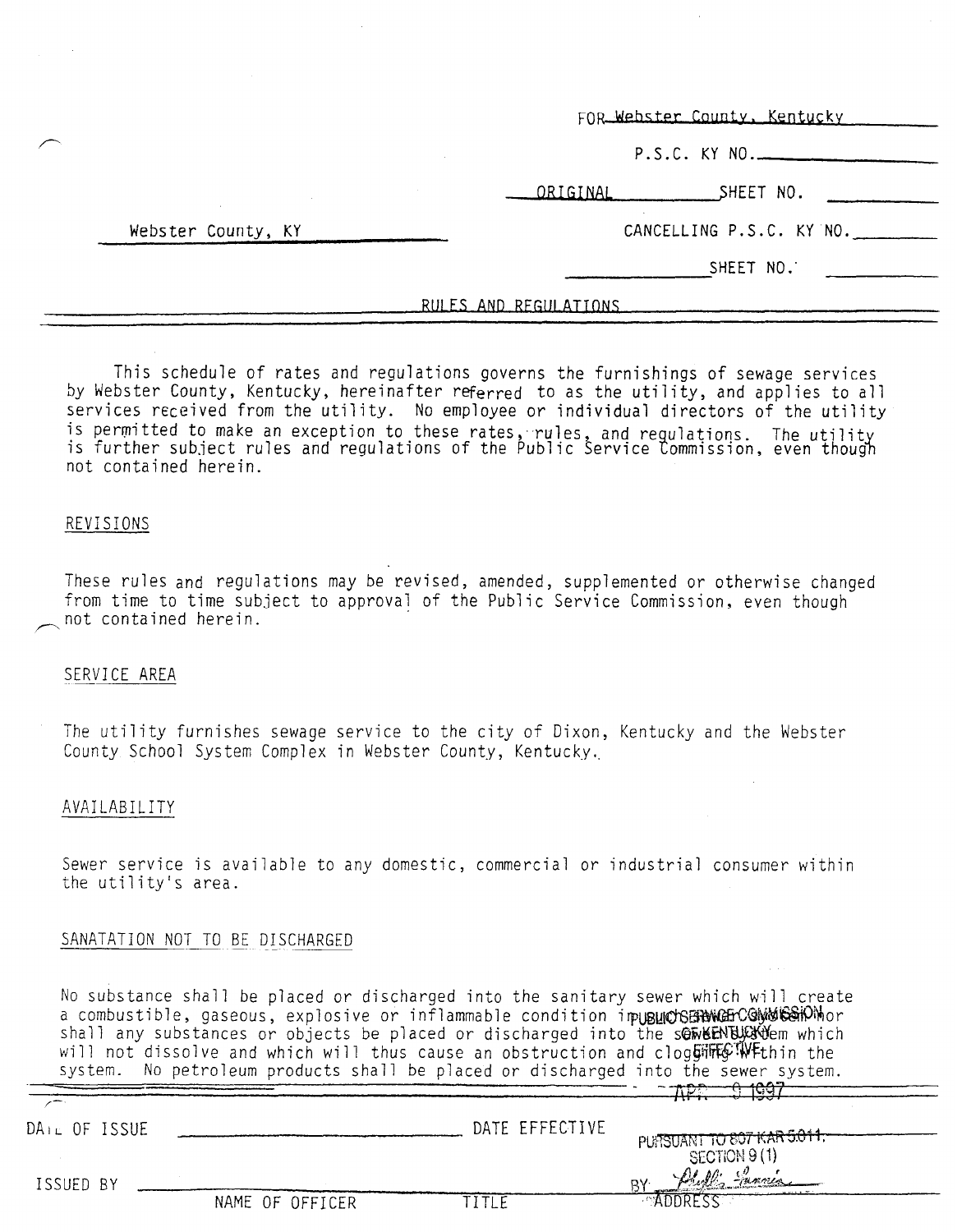FOR Webster County, Kentucky

P.S.C. KY NO.

ORIGINAL SHEET NO.

Webster County, KY

CANCELLING P.S.C. KY NO.

SHEET NO.

RULES AND REGULATIONS

This schedule of rates and regulations governs the furnishings of sewage services by Webster County, Kentucky, hereinafter referred to as the utility, and applies to all services received from the utility. No employee or individual directors of the utility is permitted to make an exception to these rates, rules, and regulations. The utility is further subject rules and regulations of the Public Service Commission, even though not contained herein.

## REVISIONS

These rules and regulations may be revised, amended, supplemented or otherwise changed from time to time subject to approval of the Public Service Commission, even though not contained herein.

## SERVICE AREA

The utility furnishes sewage service to the city of Dixon, Kentucky and the Webster County School System Complex in Webster County, Kentucky.

## AVAILABILITY

Sewer service is available to any domestic, commercial or industrial consumer within the utility's area.

## SANATATION NOT TO BE DISCHARGED

No substance shall be placed or discharged into the sanitary sewer which will create a combustible, gaseous, explosive or inflammable condition in the system, nor shall any substances or objects be placed or discharged into the sewer system which will not dissolve and which will thus cause an obstruction and clogging within the system. No petroleum products shall be placed or discharged into the sewer system.

PUBLIC SERVICE COMMISSION OF KENTUCKY EFFECTIVE

APR 9 1997

PURSUANT TO 807 KAR 5:011, SECTION 9 (1)

BY: Phyllis Tamerin

DATE OF ISSUE

DATE EFFECTIVE

ISSUED BY

NAME OF OFFICER

TITLE

ADDRESS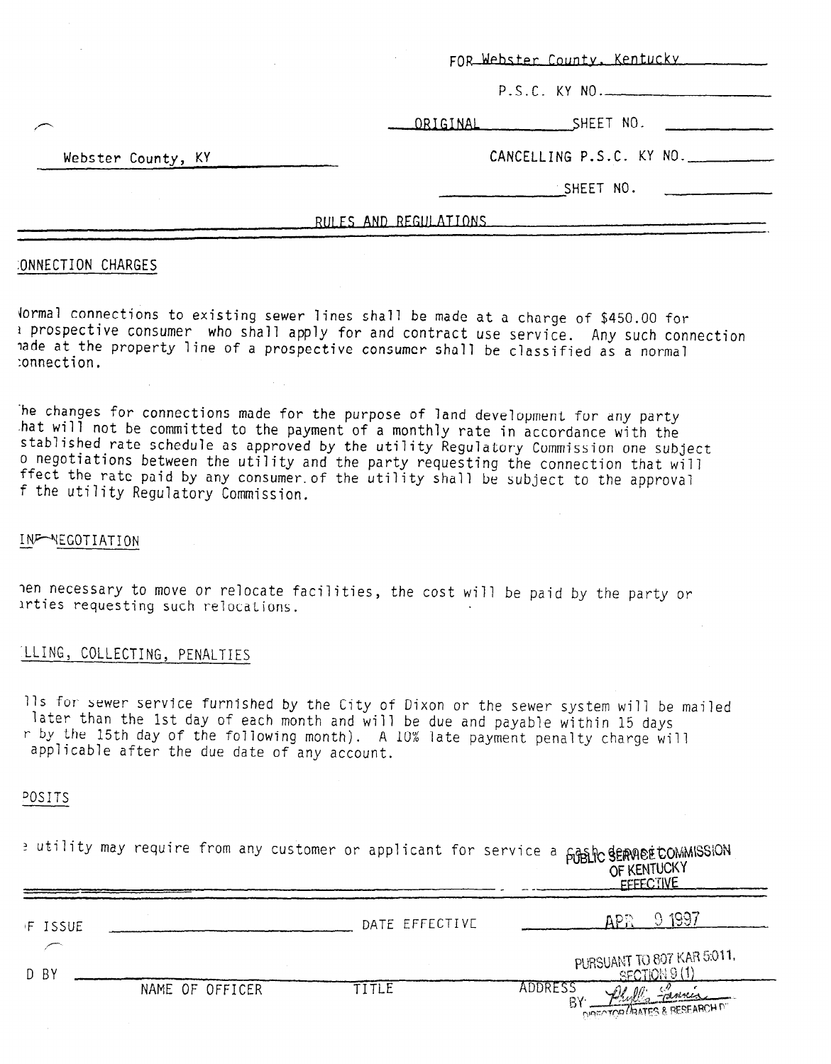FOR Webster County, Kentucky

P.S.C. KY NO.

ORIGINAL SHEET NO.

Webster County, KY

CANCELLING P.S.C. KY NO.

SHEET NO.

RULES AND REGULATIONS

## :ONNECTION CHARGES

Normal connections to existing sewer lines shall be made at a charge of $450.00 for ı prospective consumer who shall apply for and contract use service. Any such connection nade at the property line of a prospective consumer shall be classified as a normal :onnection.

'he changes for connections made for the purpose of land development for any party .hat will not be committed to the payment of a monthly rate in accordance with the stablished rate schedule as approved by the utility Regulatory Commission one subject o negotiations between the utility and the party requesting the connection that will ffect the rate paid by any consumer of the utility shall be subject to the approval f the utility Regulatory Commission.

## IN NEGOTIATION

nen necessary to move or relocate facilities, the cost will be paid by the party or ırties requesting such relocations.

## 'LLING, COLLECTING, PENALTIES

lls for sewer service furnished by the City of Dixon or the sewer system will be mailed later than the 1st day of each month and will be due and payable within 15 days r by the 15th day of the following month). A 10% late payment penalty charge will applicable after the due date of any account.

## POSITS

e utility may require from any customer or applicant for service a cash deposit

PUBLIC SERVICE COMMISSION OF KENTUCKY EFFECTIVE

APR 9 1997

PURSUANT TO 807 KAR 5:011, SECTION 9 (1)

BY: Phyllis Fannin, DIRECTOR RATES & RESEARCH D

'F ISSUE | DATE EFFECTIVE

D BY | NAME OF OFFICER | TITLE | ADDRESS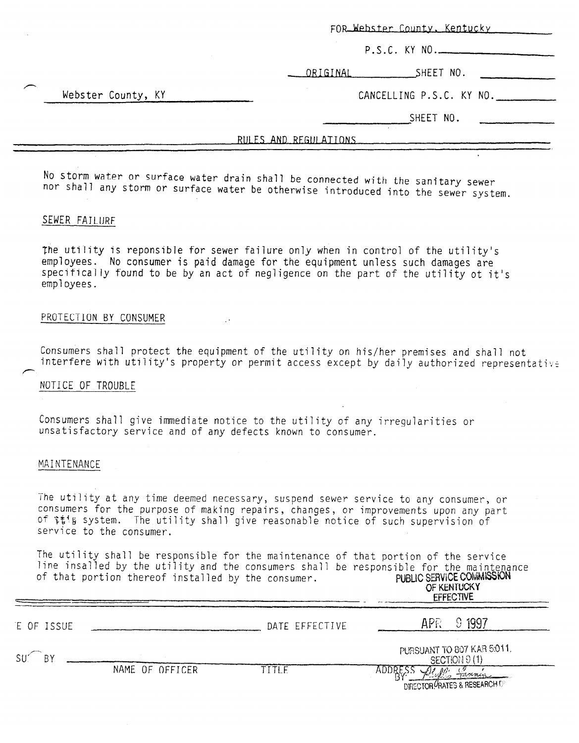FOR Webster County, Kentucky

P.S.C. KY NO.\_\_\_\_\_\_\_\_

ORIGINAL SHEET NO. \_\_\_\_\_\_\_\_

Webster County, KY

CANCELLING P.S.C. KY NO.\_\_\_\_\_\_\_\_

SHEET NO. \_\_\_\_\_\_\_\_

## RULES AND REGULATIONS

No storm water or surface water drain shall be connected with the sanitary sewer nor shall any storm or surface water be otherwise introduced into the sewer system.

### SEWER FAILURE

The utility is reponsible for sewer failure only when in control of the utility's employees. No consumer is paid damage for the equipment unless such damages are specifically found to be by an act of negligence on the part of the utility ot it's employees.

### PROTECTION BY CONSUMER

Consumers shall protect the equipment of the utility on his/her premises and shall not interfere with utility's property or permit access except by daily authorized representative

### NOTICE OF TROUBLE

Consumers shall give immediate notice to the utility of any irregularities or unsatisfactory service and of any defects known to consumer.

### MAINTENANCE

The utility at any time deemed necessary, suspend sewer service to any consumer, or consumers for the purpose of making repairs, changes, or improvements upon any part of it's system. The utility shall give reasonable notice of such supervision of service to the consumer.

The utility shall be responsible for the maintenance of that portion of the service line insalled by the utility and the consumers shall be responsible for the maintenance of that portion thereof installed by the consumer.

PUBLIC SERVICE COMMISSION OF KENTUCKY EFFECTIVE

E OF ISSUE \_\_\_\_\_\_\_\_ DATE EFFECTIVE APR 9 1997

SU BY \_\_\_\_\_\_\_\_ PURSUANT TO 807 KAR 5:011, SECTION 9 (1)

NAME OF OFFICER TITLE ADDRESS BY: [signature] DIRECTOR RATES & RESEARCH D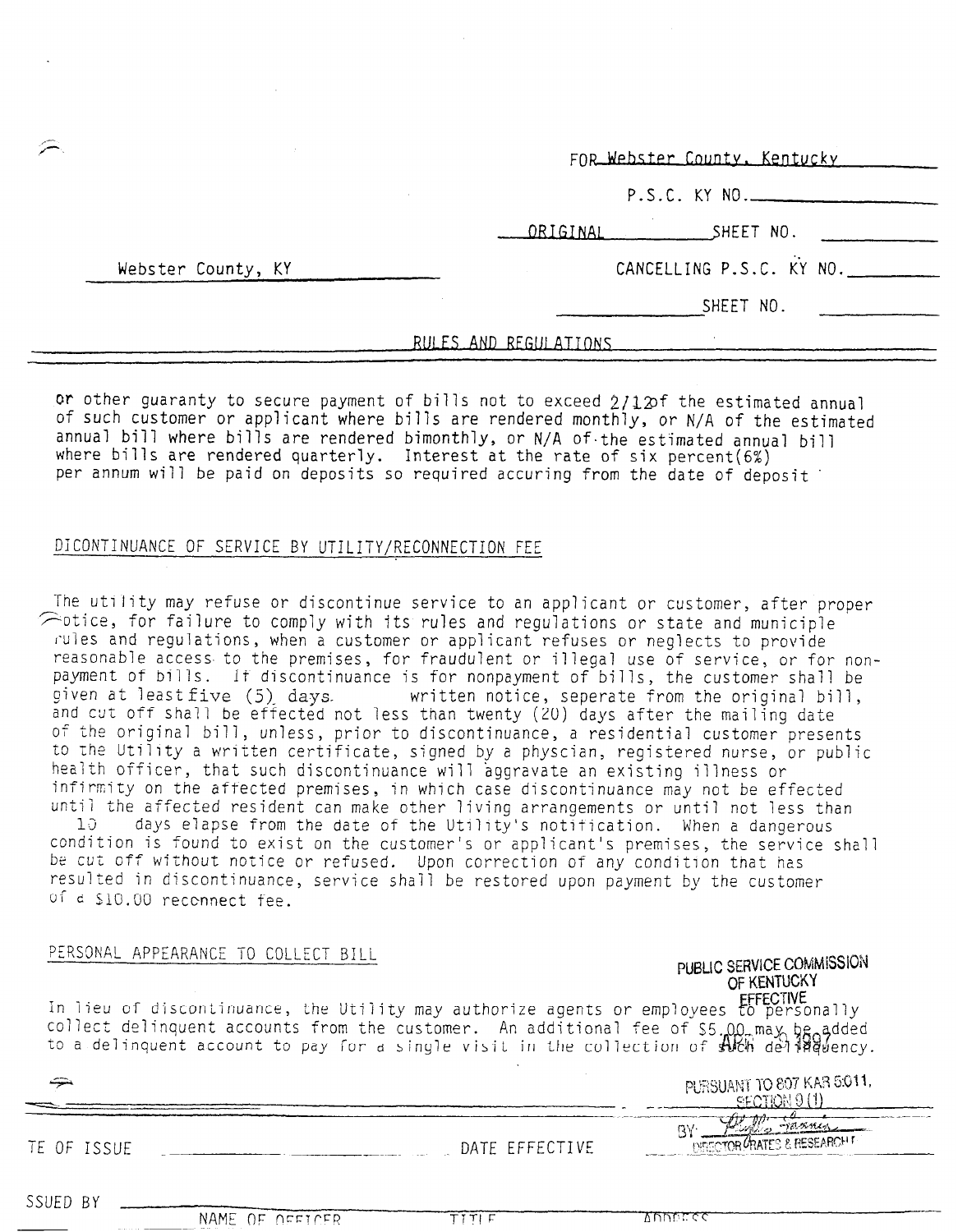FOR Webster County, Kentucky

P.S.C. KY NO.\_\_\_\_\_\_\_\_

ORIGINAL SHEET NO. \_\_\_\_\_\_\_\_

Webster County, KY

CANCELLING P.S.C. KY NO.\_\_\_\_\_\_\_\_

SHEET NO. \_\_\_\_\_\_\_\_

RULES AND REGULATIONS

or other guaranty to secure payment of bills not to exceed 2/12 of the estimated annual of such customer or applicant where bills are rendered monthly, or N/A of the estimated annual bill where bills are rendered bimonthly, or N/A of the estimated annual bill where bills are rendered quarterly. Interest at the rate of six percent(6%) per annum will be paid on deposits so required accuring from the date of deposit

## DICONTINUANCE OF SERVICE BY UTILITY/RECONNECTION FEE

The utility may refuse or discontinue service to an applicant or customer, after proper notice, for failure to comply with its rules and regulations or state and municiple rules and regulations, when a customer or applicant refuses or neglects to provide reasonable access to the premises, for fraudulent or illegal use of service, or for non-payment of bills. If discontinuance is for nonpayment of bills, the customer shall be given at least five (5) days written notice, seperate from the original bill, and cut off shall be effected not less than twenty (20) days after the mailing date of the original bill, unless, prior to discontinuance, a residential customer presents to the Utility a written certificate, signed by a physcian, registered nurse, or public health officer, that such discontinuance will aggravate an existing illness or infirmity on the affected premises, in which case discontinuance may not be effected until the affected resident can make other living arrangements or until not less than 10 days elapse from the date of the Utility's notification. When a dangerous condition is found to exist on the customer's or applicant's premises, the service shall be cut off without notice or refused. Upon correction of any condition that has resulted in discontinuance, service shall be restored upon payment by the customer of a $10.00 reconnect fee.

## PERSONAL APPEARANCE TO COLLECT BILL

In lieu of discontinuance, the Utility may authorize agents or employees to personally collect delinquent accounts from the customer. An additional fee of $5.00 may be added to a delinquent account to pay for a single visit in the collection of such delinquency.

PUBLIC SERVICE COMMISSION OF KENTUCKY EFFECTIVE APR 3 1997 PURSUANT TO 807 KAR 5:011, SECTION 9 (1) BY: [signature] DIRECTOR RATES & RESEARCH

DATE OF ISSUE \_\_\_\_\_\_\_\_ DATE EFFECTIVE \_\_\_\_\_\_\_\_

ISSUED BY \_\_\_\_\_\_\_\_
NAME OF OFFICER TITLE ADDRESS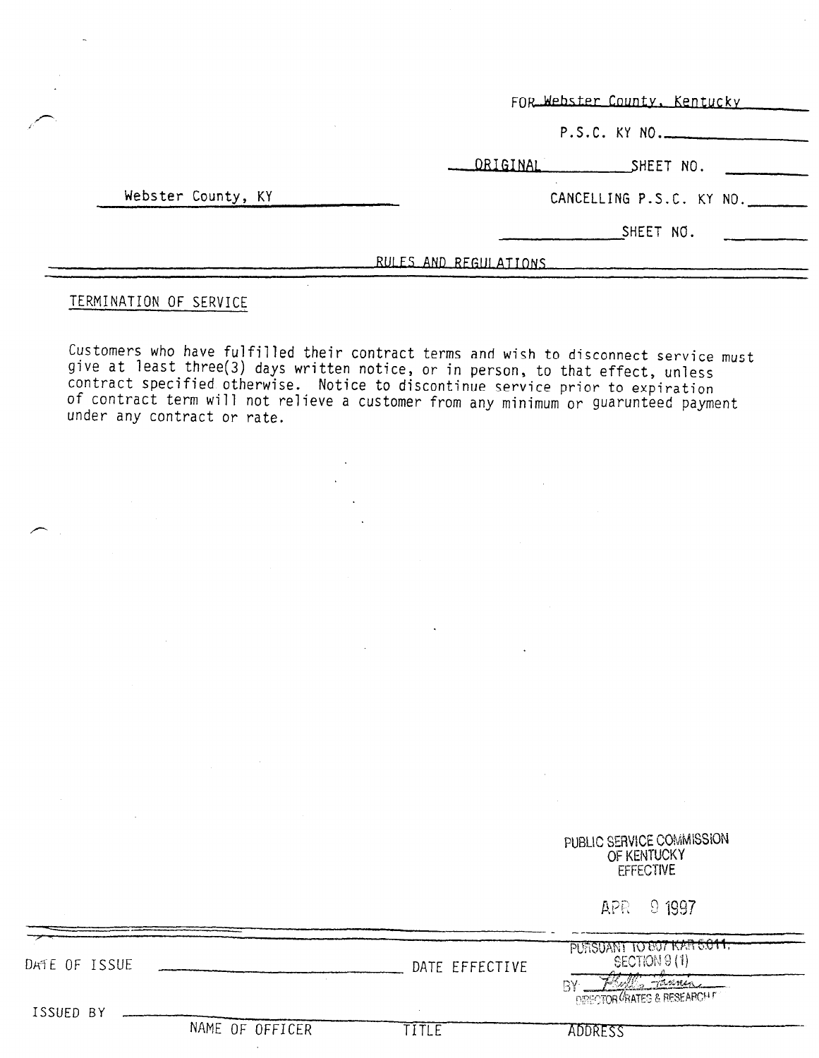FOR Webster County, Kentucky

P.S.C. KY NO. ____________

ORIGINAL SHEET NO. ________

Webster County, KY

CANCELLING P.S.C. KY NO. ________

SHEET NO. ________

RULES AND REGULATIONS

TERMINATION OF SERVICE

Customers who have fulfilled their contract terms and wish to disconnect service must give at least three(3) days written notice, or in person, to that effect, unless contract specified otherwise. Notice to discontinue service prior to expiration of contract term will not relieve a customer from any minimum or guarunteed payment under any contract or rate.

PUBLIC SERVICE COMMISSION
OF KENTUCKY
EFFECTIVE

APR 9 1997

PURSUANT TO 807 KAR 5:011,
SECTION 9 (1)
BY: [signature]
DIRECTOR RATES & RESEARCH

DATE OF ISSUE ____________________ DATE EFFECTIVE ____________________

ISSUED BY ____________________
NAME OF OFFICER TITLE ADDRESS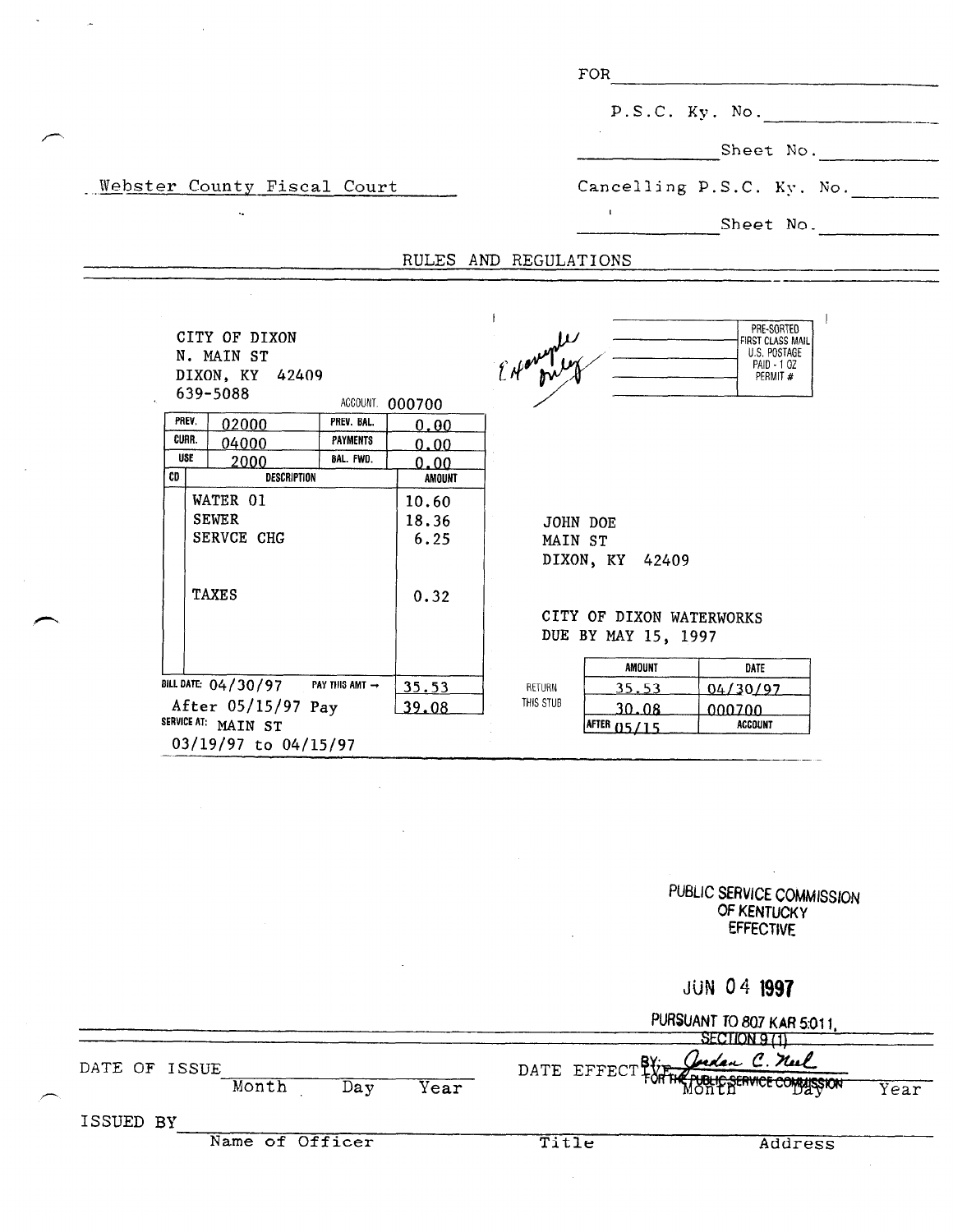FOR ____________________

P.S.C. Ky. No. __________

__________ Sheet No. __________

Webster County Fiscal Court

Cancelling P.S.C. Ky. No. __________

__________ Sheet No. __________

## RULES AND REGULATIONS

CITY OF DIXON
N. MAIN ST
DIXON, KY 42409
639-5088

ACCOUNT. 000700

*Example only*

PRE-SORTED
FIRST CLASS MAIL
U.S. POSTAGE
PAID - 1 OZ
PERMIT #

| PREV. | 02000 | PREV. BAL. | 0.00 |
|---|---|---|---|
| CURR. | 04000 | PAYMENTS | 0.00 |
| USE | 2000 | BAL. FWD. | 0.00 |

| CD | DESCRIPTION | AMOUNT |
|---|---|---|
| | WATER 01 | 10.60 |
| | SEWER | 18.36 |
| | SERVCE CHG | 6.25 |
| | TAXES | 0.32 |

BILL DATE: 04/30/97 PAY THIS AMT → 35.53

After 05/15/97 Pay 39.08

SERVICE AT: MAIN ST

03/19/97 to 04/15/97

JOHN DOE
MAIN ST
DIXON, KY 42409

CITY OF DIXON WATERWORKS
DUE BY MAY 15, 1997

RETURN THIS STUB

| AMOUNT | DATE |
|---|---|
| 35.53 | 04/30/97 |
| 30.08 | 000700 |
| AFTER 05/15 | ACCOUNT |

PUBLIC SERVICE COMMISSION
OF KENTUCKY
EFFECTIVE

JUN 04 1997

PURSUANT TO 807 KAR 5:011,
SECTION 9 (1)
BY: Jordan C. Neel
FOR THE PUBLIC SERVICE COMMISSION

DATE OF ISSUE __________ Month Day Year

DATE EFFECTIVE __________ Month Day Year

ISSUED BY __________ Name of Officer Title Address